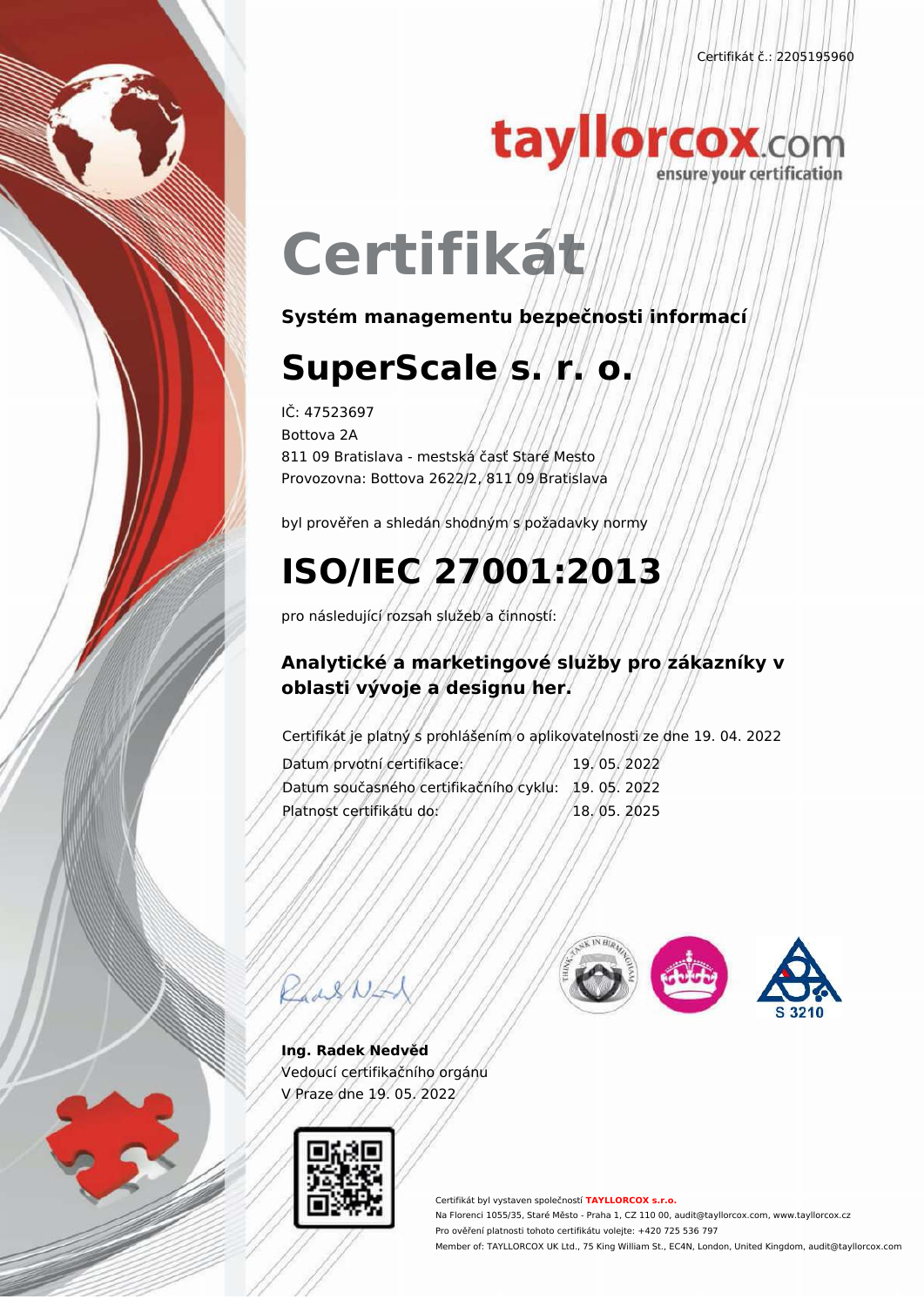Certifikát č.: 2205195960

tayllorcox.com
ensure your certification

# Certifikát

**Systém managementu bezpečnosti informací**

## SuperScale s. r. o.

IČ: 47523697
Bottova 2A
811 09 Bratislava - mestská časť Staré Mesto
Provozovna: Bottova 2622/2, 811 09 Bratislava

byl prověřen a shledán shodným s požadavky normy

## ISO/IEC 27001:2013

pro následující rozsah služeb a činností:

**Analytické a marketingové služby pro zákazníky v oblasti vývoje a designu her.**

Certifikát je platný s prohlášením o aplikovatelnosti ze dne 19. 04. 2022

| | |
|---|---|
| Datum prvotní certifikace: | 19. 05. 2022 |
| Datum současného certifikačního cyklu: | 19. 05. 2022 |
| Platnost certifikátu do: | 18. 05. 2025 |

S 3210

**Ing. Radek Nedvěd**
Vedoucí certifikačního orgánu
V Praze dne 19. 05. 2022

Certifikát byl vystaven společností **TAYLLORCOX s.r.o.**
Na Florenci 1055/35, Staré Město - Praha 1, CZ 110 00, audit@tayllorcox.com, www.tayllorcox.cz
Pro ověření platnosti tohoto certifikátu volejte: +420 725 536 797
Member of: TAYLLORCOX UK Ltd., 75 King William St., EC4N, London, United Kingdom, audit@tayllorcox.com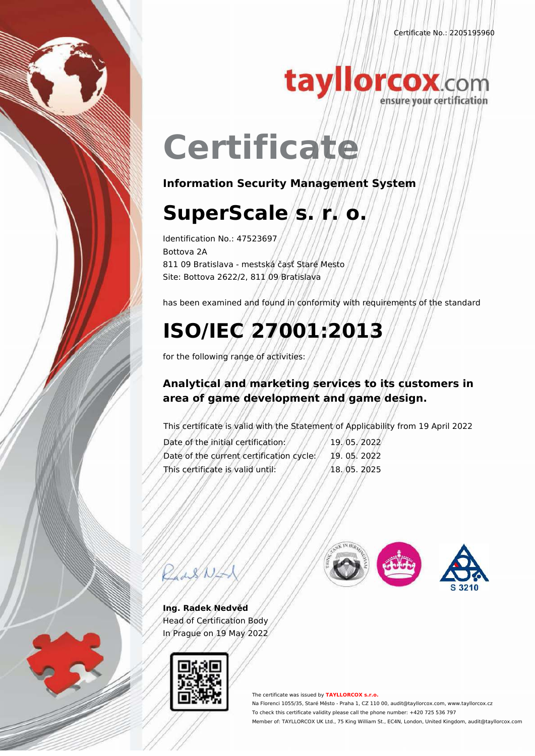Certificate No.: 2205195960

**taylorcox.com**
ensure your certification

# Certificate

**Information Security Management System**

## SuperScale s. r. o.

Identification No.: 47523697
Bottova 2A
811 09 Bratislava - mestská časť Staré Mesto
Site: Bottova 2622/2, 811 09 Bratislava

has been examined and found in conformity with requirements of the standard

## ISO/IEC 27001:2013

for the following range of activities:

**Analytical and marketing services to its customers in area of game development and game design.**

This certificate is valid with the Statement of Applicability from 19 April 2022

| | |
|---|---|
| Date of the initial certification: | 19. 05. 2022 |
| Date of the current certification cycle: | 19. 05. 2022 |
| This certificate is valid until: | 18. 05. 2025 |

THINK TANK IN BIRMINGHAM

S 3210

**Ing. Radek Nedvěd**
Head of Certification Body
In Prague on 19 May 2022

The certificate was issued by **TAYLLORCOX s.r.o.**
Na Florenci 1055/35, Staré Město - Praha 1, CZ 110 00, audit@tayllorcox.com, www.tayllorcox.cz
To check this certificate validity please call the phone number: +420 725 536 797
Member of: TAYLLORCOX UK Ltd., 75 King William St., EC4N, London, United Kingdom, audit@tayllorcox.com